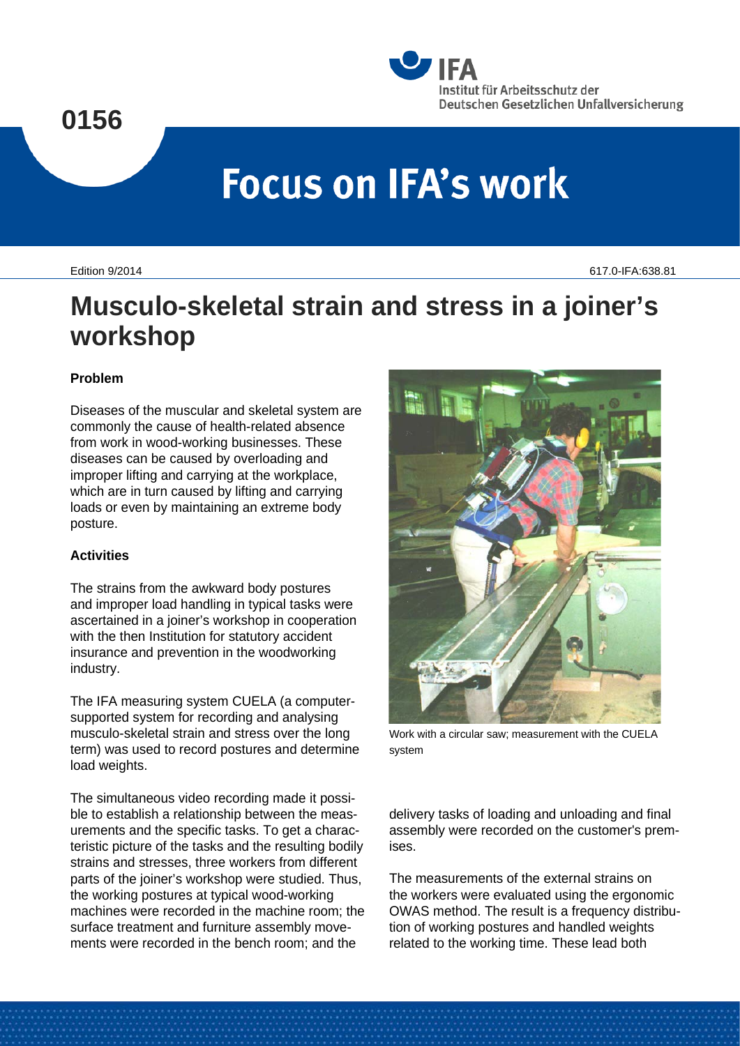0156

IFA
Institut für Arbeitsschutz der Deutschen Gesetzlichen Unfallversicherung

# Focus on IFA's work

Edition 9/2014

617.0-IFA:638.81

# Musculo-skeletal strain and stress in a joiner's workshop

## Problem

Diseases of the muscular and skeletal system are commonly the cause of health-related absence from work in wood-working businesses. These diseases can be caused by overloading and improper lifting and carrying at the workplace, which are in turn caused by lifting and carrying loads or even by maintaining an extreme body posture.

## Activities

The strains from the awkward body postures and improper load handling in typical tasks were ascertained in a joiner's workshop in cooperation with the then Institution for statutory accident insurance and prevention in the woodworking industry.

The IFA measuring system CUELA (a computer-supported system for recording and analysing musculo-skeletal strain and stress over the long term) was used to record postures and determine load weights.

The simultaneous video recording made it possible to establish a relationship between the measurements and the specific tasks. To get a characteristic picture of the tasks and the resulting bodily strains and stresses, three workers from different parts of the joiner's workshop were studied. Thus, the working postures at typical wood-working machines were recorded in the machine room; the surface treatment and furniture assembly movements were recorded in the bench room; and the delivery tasks of loading and unloading and final assembly were recorded on the customer's premises.

Work with a circular saw; measurement with the CUELA system

The measurements of the external strains on the workers were evaluated using the ergonomic OWAS method. The result is a frequency distribution of working postures and handled weights related to the working time. These lead both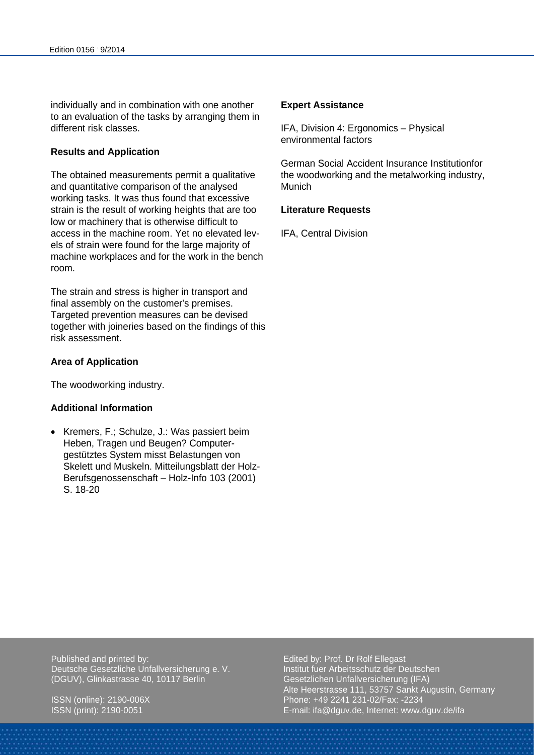individually and in combination with one another to an evaluation of the tasks by arranging them in different risk classes.

**Results and Application**

The obtained measurements permit a qualitative and quantitative comparison of the analysed working tasks. It was thus found that excessive strain is the result of working heights that are too low or machinery that is otherwise difficult to access in the machine room. Yet no elevated levels of strain were found for the large majority of machine workplaces and for the work in the bench room.

The strain and stress is higher in transport and final assembly on the customer's premises. Targeted prevention measures can be devised together with joineries based on the findings of this risk assessment.

**Area of Application**

The woodworking industry.

**Additional Information**

- Kremers, F.; Schulze, J.: Was passiert beim Heben, Tragen und Beugen? Computergestütztes System misst Belastungen von Skelett und Muskeln. Mitteilungsblatt der Holz-Berufsgenossenschaft – Holz-Info 103 (2001) S. 18-20

**Expert Assistance**

IFA, Division 4: Ergonomics – Physical environmental factors

German Social Accident Insurance Institutionfor the woodworking and the metalworking industry, Munich

**Literature Requests**

IFA, Central Division

Published and printed by:
Deutsche Gesetzliche Unfallversicherung e. V. (DGUV), Glinkastrasse 40, 10117 Berlin

ISSN (online): 2190-006X
ISSN (print): 2190-0051

Edited by: Prof. Dr Rolf Ellegast
Institut fuer Arbeitsschutz der Deutschen Gesetzlichen Unfallversicherung (IFA)
Alte Heerstrasse 111, 53757 Sankt Augustin, Germany
Phone: +49 2241 231-02/Fax: -2234
E-mail: ifa@dguv.de, Internet: www.dguv.de/ifa